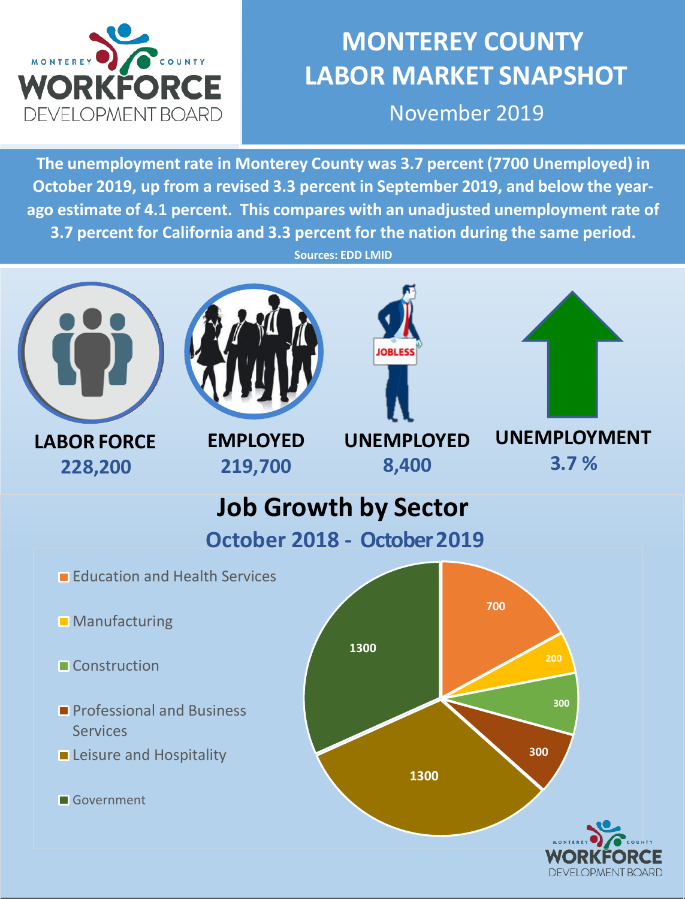# MONTEREY COUNTY LABOR MARKET SNAPSHOT

November 2019

**The unemployment rate in Monterey County was 3.7 percent (7700 Unemployed) in October 2019, up from a revised 3.3 percent in September 2019, and below the year-ago estimate of 4.1 percent. This compares with an unadjusted unemployment rate of 3.7 percent for California and 3.3 percent for the nation during the same period.**

**Sources: EDD LMID**

| LABOR FORCE | EMPLOYED | UNEMPLOYED | UNEMPLOYMENT |
|---|---|---|---|
| 228,200 | 219,700 | 8,400 | 3.7 % |

## Job Growth by Sector

### October 2018 - October 2019

| Sector | Jobs |
|---|---|
| Education and Health Services | 700 |
| Manufacturing | 200 |
| Construction | 300 |
| Professional and Business Services | 300 |
| Leisure and Hospitality | 1300 |
| Government | 1300 |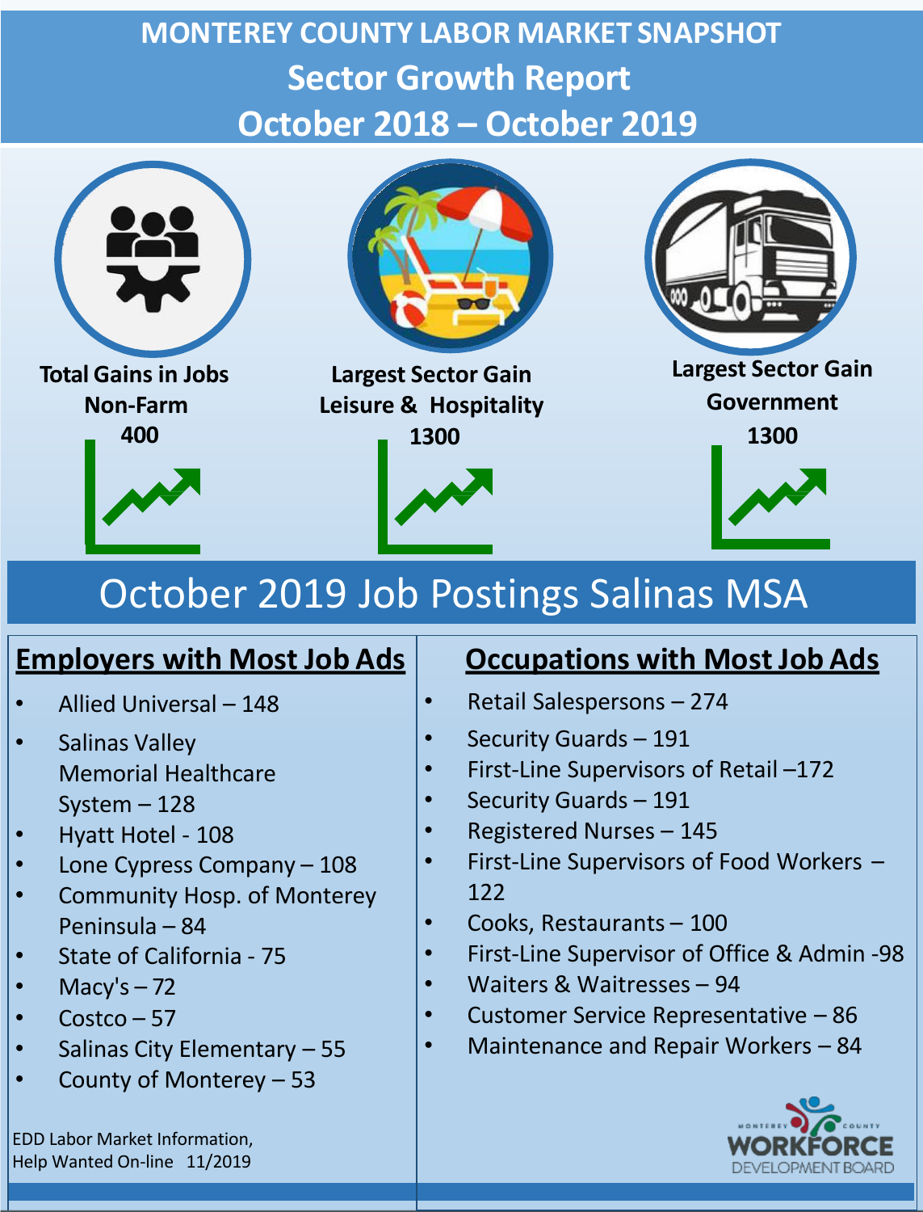# MONTEREY COUNTY LABOR MARKET SNAPSHOT

## Sector Growth Report

## October 2018 – October 2019

**Total Gains in Jobs Non-Farm**
**400**

**Largest Sector Gain Leisure & Hospitality**
**1300**

**Largest Sector Gain Government**
**1300**

## October 2019 Job Postings Salinas MSA

### Employers with Most Job Ads

- Allied Universal – 148
- Salinas Valley Memorial Healthcare System – 128
- Hyatt Hotel - 108
- Lone Cypress Company – 108
- Community Hosp. of Monterey Peninsula – 84
- State of California - 75
- Macy's – 72
- Costco – 57
- Salinas City Elementary – 55
- County of Monterey – 53

### Occupations with Most Job Ads

- Retail Salespersons – 274
- Security Guards – 191
- First-Line Supervisors of Retail –172
- Security Guards – 191
- Registered Nurses – 145
- First-Line Supervisors of Food Workers – 122
- Cooks, Restaurants – 100
- First-Line Supervisor of Office & Admin -98
- Waiters & Waitresses – 94
- Customer Service Representative – 86
- Maintenance and Repair Workers – 84

EDD Labor Market Information,
Help Wanted On-line 11/2019

MONTEREY COUNTY WORKFORCE DEVELOPMENT BOARD